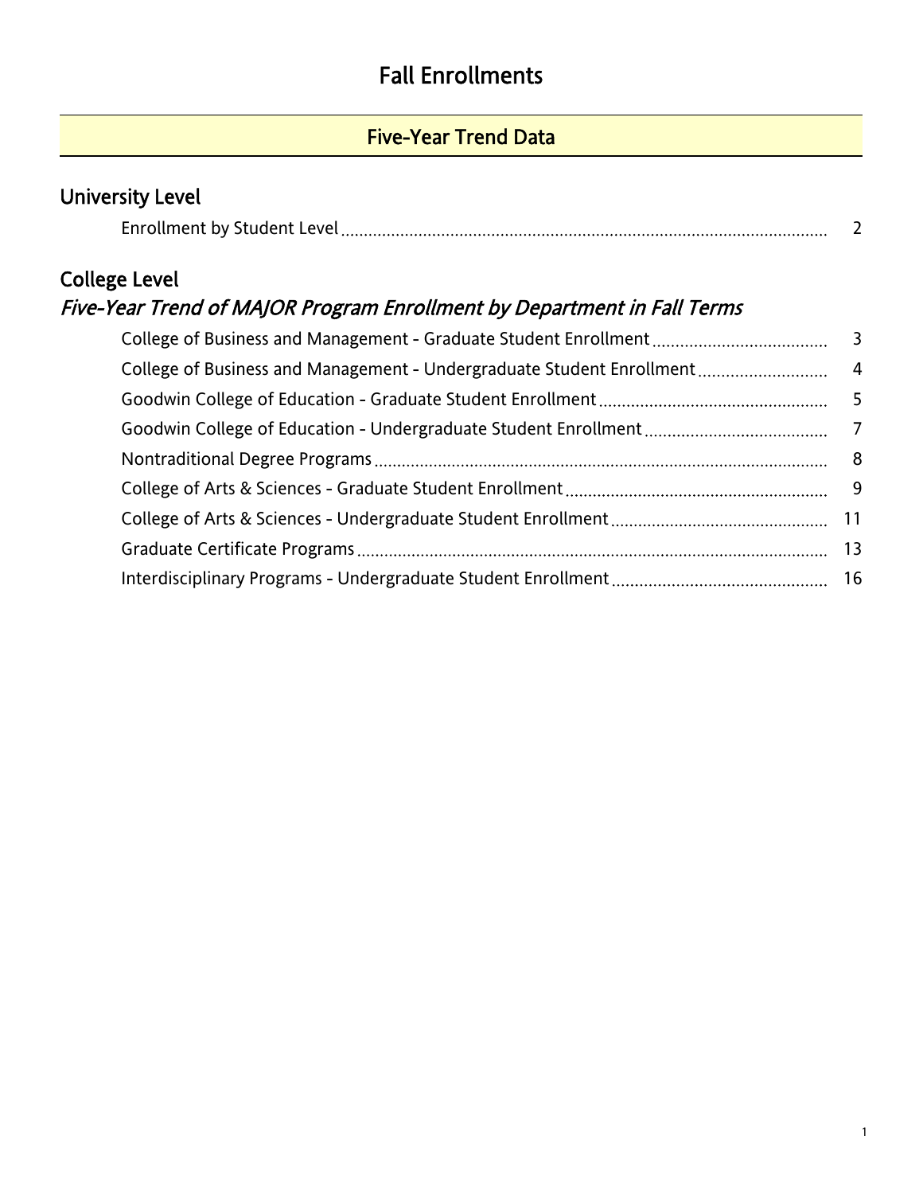# Fall Enrollments

## Five-Year Trend Data

### University Level

| | |
|---|---|
| Enrollment by Student Level | 2 |

### College Level

*Five-Year Trend of MAJOR Program Enrollment by Department in Fall Terms*

| | |
|---|---|
| College of Business and Management - Graduate Student Enrollment | 3 |
| College of Business and Management - Undergraduate Student Enrollment | 4 |
| Goodwin College of Education - Graduate Student Enrollment | 5 |
| Goodwin College of Education - Undergraduate Student Enrollment | 7 |
| Nontraditional Degree Programs | 8 |
| College of Arts & Sciences - Graduate Student Enrollment | 9 |
| College of Arts & Sciences - Undergraduate Student Enrollment | 11 |
| Graduate Certificate Programs | 13 |
| Interdisciplinary Programs - Undergraduate Student Enrollment | 16 |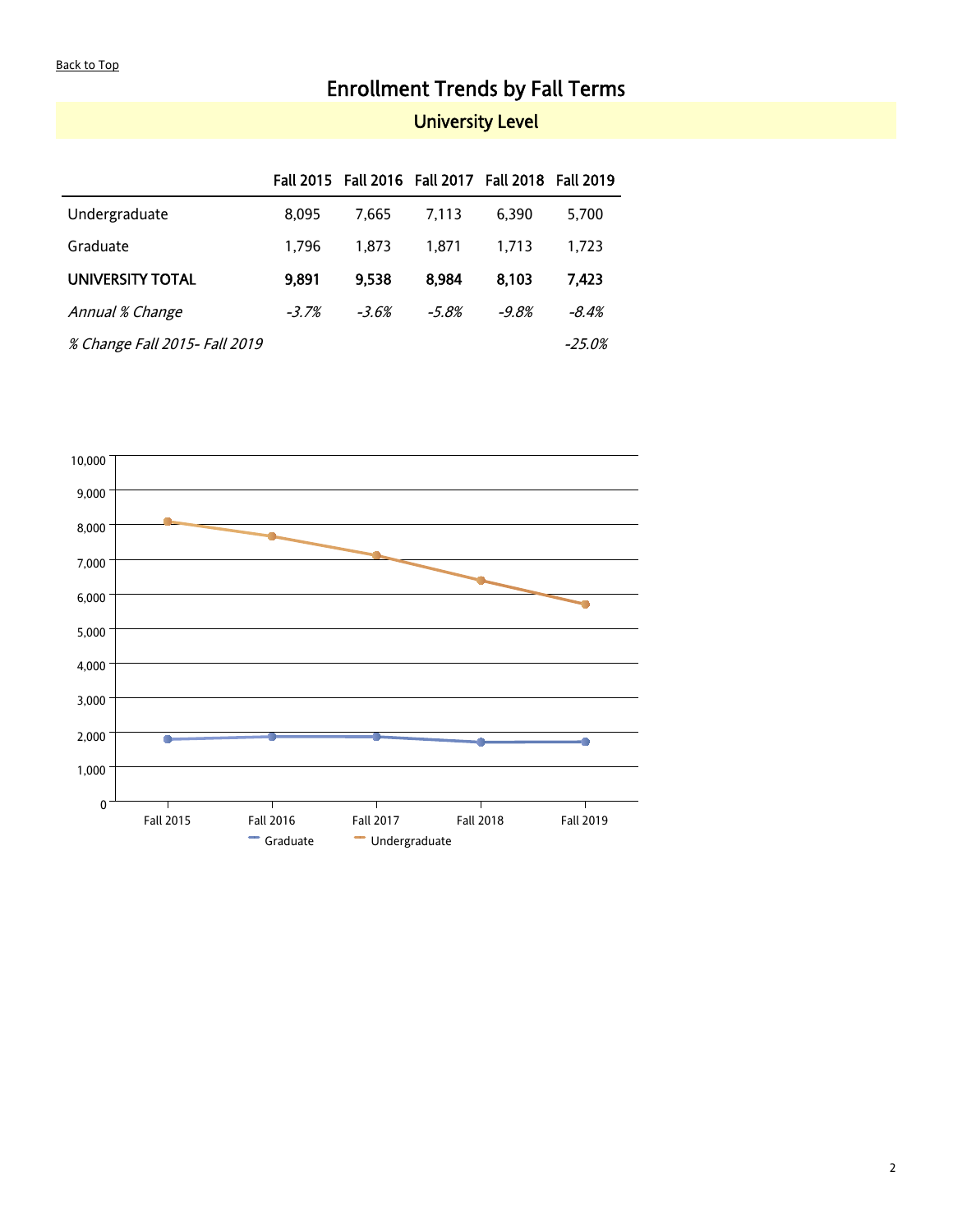Back to Top

# Enrollment Trends by Fall Terms

## University Level

| | Fall 2015 | Fall 2016 | Fall 2017 | Fall 2018 | Fall 2019 |
|---|---|---|---|---|---|
| Undergraduate | 8,095 | 7,665 | 7,113 | 6,390 | 5,700 |
| Graduate | 1,796 | 1,873 | 1,871 | 1,713 | 1,723 |
| **UNIVERSITY TOTAL** | **9,891** | **9,538** | **8,984** | **8,103** | **7,423** |
| *Annual % Change* | *-3.7%* | *-3.6%* | *-5.8%* | *-9.8%* | *-8.4%* |
| *% Change Fall 2015- Fall 2019* | | | | | *-25.0%* |

10,000
9,000
8,000
7,000
6,000
5,000
4,000
3,000
2,000
1,000
0

Fall 2015
Fall 2016
Fall 2017
Fall 2018
Fall 2019

Graduate
Undergraduate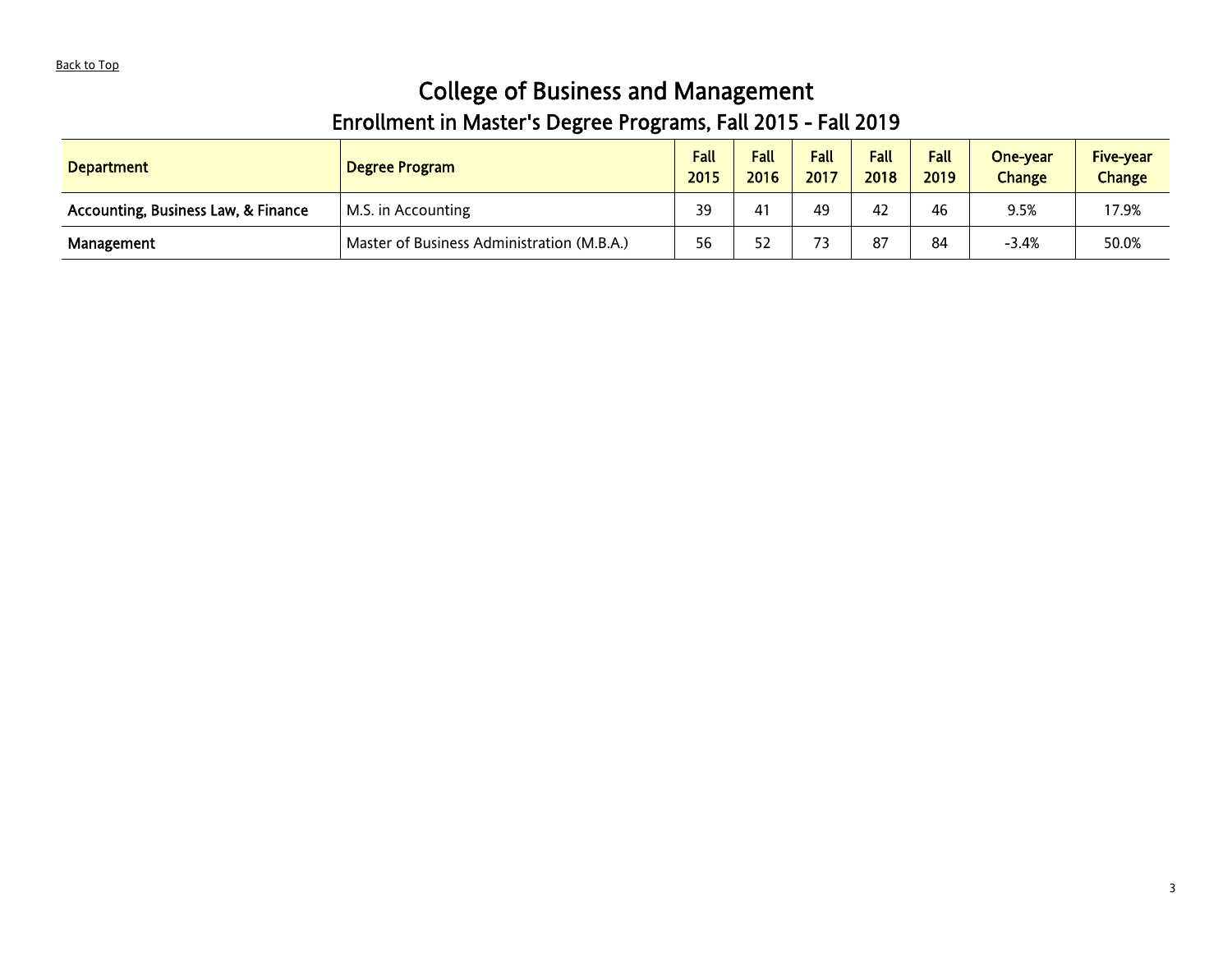Back to Top

# College of Business and Management

## Enrollment in Master's Degree Programs, Fall 2015 - Fall 2019

| Department | Degree Program | Fall 2015 | Fall 2016 | Fall 2017 | Fall 2018 | Fall 2019 | One-year Change | Five-year Change |
|---|---|---|---|---|---|---|---|---|
| **Accounting, Business Law, & Finance** | M.S. in Accounting | 39 | 41 | 49 | 42 | 46 | 9.5% | 17.9% |
| **Management** | Master of Business Administration (M.B.A.) | 56 | 52 | 73 | 87 | 84 | -3.4% | 50.0% |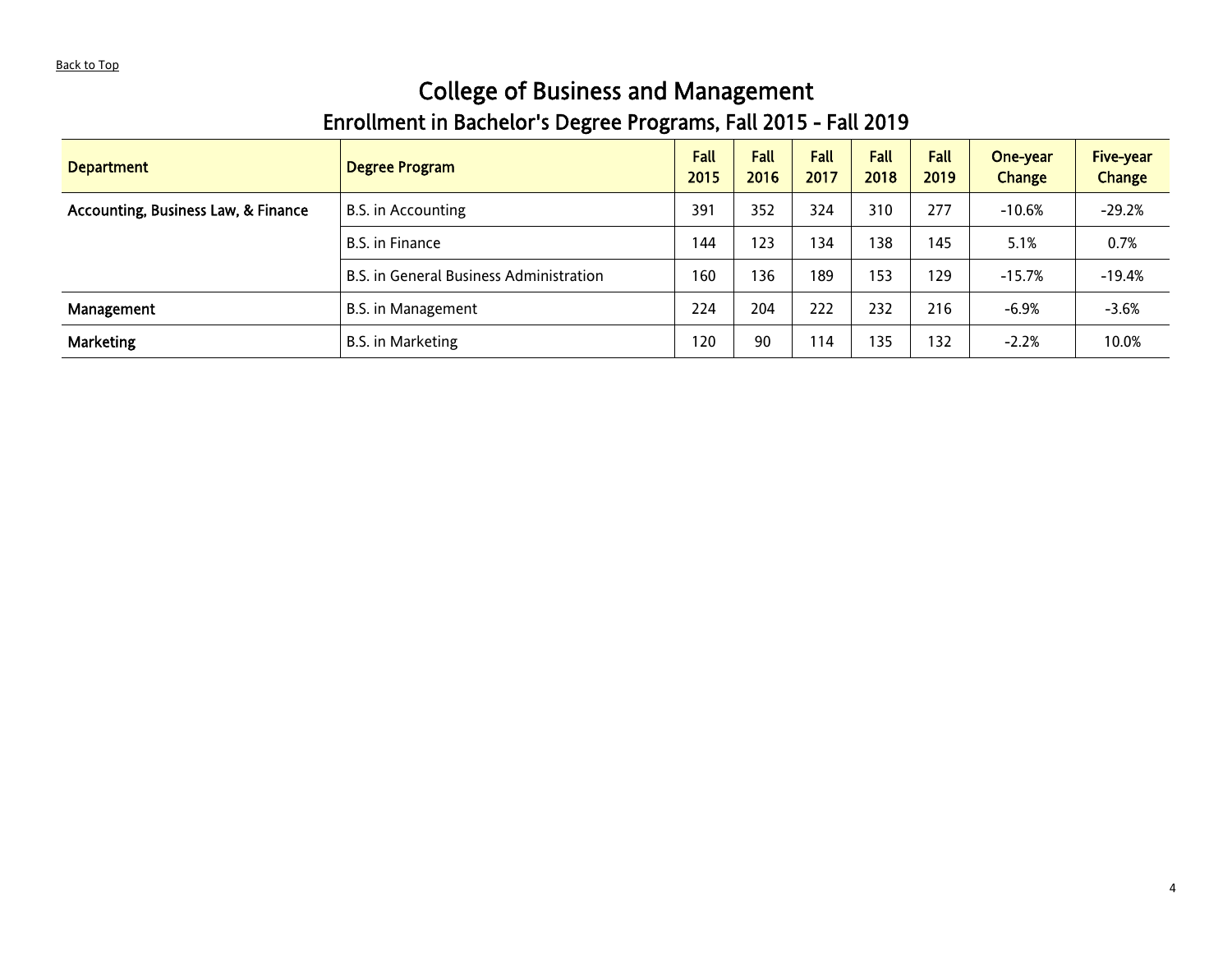Back to Top

# College of Business and Management

## Enrollment in Bachelor's Degree Programs, Fall 2015 - Fall 2019

| Department | Degree Program | Fall 2015 | Fall 2016 | Fall 2017 | Fall 2018 | Fall 2019 | One-year Change | Five-year Change |
|---|---|---|---|---|---|---|---|---|
| **Accounting, Business Law, & Finance** | B.S. in Accounting | 391 | 352 | 324 | 310 | 277 | -10.6% | -29.2% |
| | B.S. in Finance | 144 | 123 | 134 | 138 | 145 | 5.1% | 0.7% |
| | B.S. in General Business Administration | 160 | 136 | 189 | 153 | 129 | -15.7% | -19.4% |
| **Management** | B.S. in Management | 224 | 204 | 222 | 232 | 216 | -6.9% | -3.6% |
| **Marketing** | B.S. in Marketing | 120 | 90 | 114 | 135 | 132 | -2.2% | 10.0% |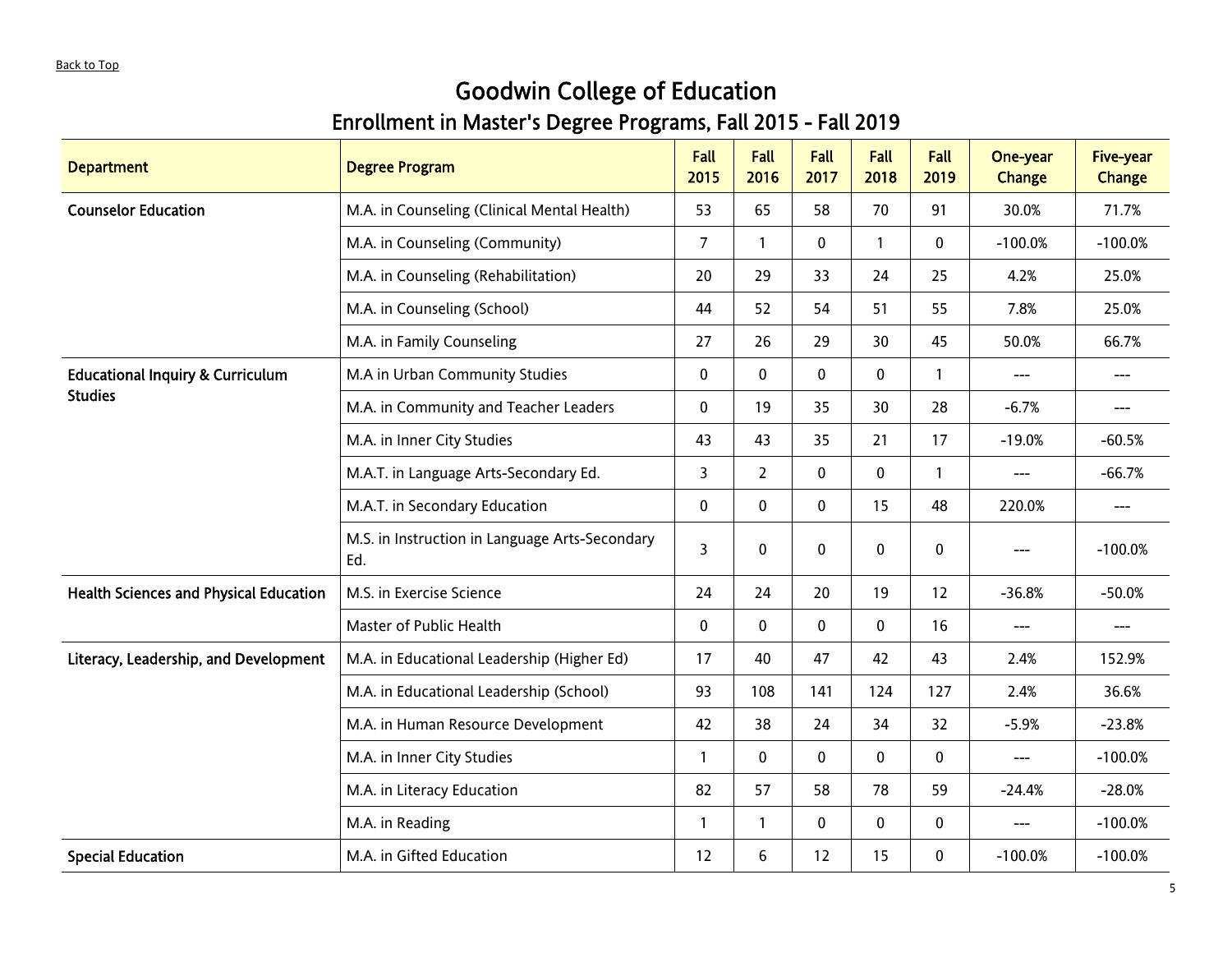Back to Top

# Goodwin College of Education

## Enrollment in Master's Degree Programs, Fall 2015 - Fall 2019

| Department | Degree Program | Fall 2015 | Fall 2016 | Fall 2017 | Fall 2018 | Fall 2019 | One-year Change | Five-year Change |
|---|---|---|---|---|---|---|---|---|
| **Counselor Education** | M.A. in Counseling (Clinical Mental Health) | 53 | 65 | 58 | 70 | 91 | 30.0% | 71.7% |
| | M.A. in Counseling (Community) | 7 | 1 | 0 | 1 | 0 | -100.0% | -100.0% |
| | M.A. in Counseling (Rehabilitation) | 20 | 29 | 33 | 24 | 25 | 4.2% | 25.0% |
| | M.A. in Counseling (School) | 44 | 52 | 54 | 51 | 55 | 7.8% | 25.0% |
| | M.A. in Family Counseling | 27 | 26 | 29 | 30 | 45 | 50.0% | 66.7% |
| **Educational Inquiry & Curriculum Studies** | M.A in Urban Community Studies | 0 | 0 | 0 | 0 | 1 | --- | --- |
| | M.A. in Community and Teacher Leaders | 0 | 19 | 35 | 30 | 28 | -6.7% | --- |
| | M.A. in Inner City Studies | 43 | 43 | 35 | 21 | 17 | -19.0% | -60.5% |
| | M.A.T. in Language Arts-Secondary Ed. | 3 | 2 | 0 | 0 | 1 | --- | -66.7% |
| | M.A.T. in Secondary Education | 0 | 0 | 0 | 15 | 48 | 220.0% | --- |
| | M.S. in Instruction in Language Arts-Secondary Ed. | 3 | 0 | 0 | 0 | 0 | --- | -100.0% |
| **Health Sciences and Physical Education** | M.S. in Exercise Science | 24 | 24 | 20 | 19 | 12 | -36.8% | -50.0% |
| | Master of Public Health | 0 | 0 | 0 | 0 | 16 | --- | --- |
| **Literacy, Leadership, and Development** | M.A. in Educational Leadership (Higher Ed) | 17 | 40 | 47 | 42 | 43 | 2.4% | 152.9% |
| | M.A. in Educational Leadership (School) | 93 | 108 | 141 | 124 | 127 | 2.4% | 36.6% |
| | M.A. in Human Resource Development | 42 | 38 | 24 | 34 | 32 | -5.9% | -23.8% |
| | M.A. in Inner City Studies | 1 | 0 | 0 | 0 | 0 | --- | -100.0% |
| | M.A. in Literacy Education | 82 | 57 | 58 | 78 | 59 | -24.4% | -28.0% |
| | M.A. in Reading | 1 | 1 | 0 | 0 | 0 | --- | -100.0% |
| **Special Education** | M.A. in Gifted Education | 12 | 6 | 12 | 15 | 0 | -100.0% | -100.0% |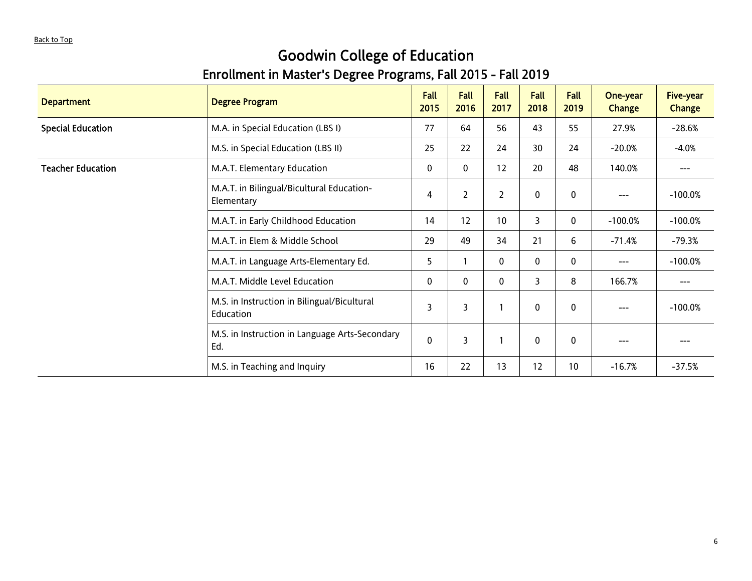Back to Top

# Goodwin College of Education

## Enrollment in Master's Degree Programs, Fall 2015 - Fall 2019

| Department | Degree Program | Fall 2015 | Fall 2016 | Fall 2017 | Fall 2018 | Fall 2019 | One-year Change | Five-year Change |
|---|---|---|---|---|---|---|---|---|
| Special Education | M.A. in Special Education (LBS I) | 77 | 64 | 56 | 43 | 55 | 27.9% | -28.6% |
| | M.S. in Special Education (LBS II) | 25 | 22 | 24 | 30 | 24 | -20.0% | -4.0% |
| Teacher Education | M.A.T. Elementary Education | 0 | 0 | 12 | 20 | 48 | 140.0% | --- |
| | M.A.T. in Bilingual/Bicultural Education-Elementary | 4 | 2 | 2 | 0 | 0 | --- | -100.0% |
| | M.A.T. in Early Childhood Education | 14 | 12 | 10 | 3 | 0 | -100.0% | -100.0% |
| | M.A.T. in Elem & Middle School | 29 | 49 | 34 | 21 | 6 | -71.4% | -79.3% |
| | M.A.T. in Language Arts-Elementary Ed. | 5 | 1 | 0 | 0 | 0 | --- | -100.0% |
| | M.A.T. Middle Level Education | 0 | 0 | 0 | 3 | 8 | 166.7% | --- |
| | M.S. in Instruction in Bilingual/Bicultural Education | 3 | 3 | 1 | 0 | 0 | --- | -100.0% |
| | M.S. in Instruction in Language Arts-Secondary Ed. | 0 | 3 | 1 | 0 | 0 | --- | --- |
| | M.S. in Teaching and Inquiry | 16 | 22 | 13 | 12 | 10 | -16.7% | -37.5% |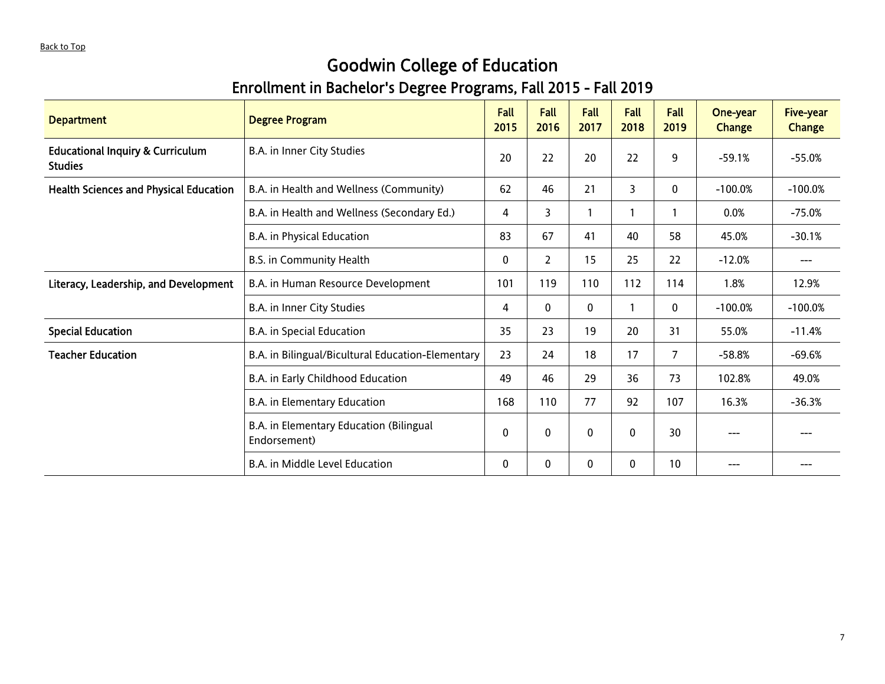Back to Top

# Goodwin College of Education

## Enrollment in Bachelor's Degree Programs, Fall 2015 - Fall 2019

| Department | Degree Program | Fall 2015 | Fall 2016 | Fall 2017 | Fall 2018 | Fall 2019 | One-year Change | Five-year Change |
|---|---|---|---|---|---|---|---|---|
| Educational Inquiry & Curriculum Studies | B.A. in Inner City Studies | 20 | 22 | 20 | 22 | 9 | -59.1% | -55.0% |
| Health Sciences and Physical Education | B.A. in Health and Wellness (Community) | 62 | 46 | 21 | 3 | 0 | -100.0% | -100.0% |
| | B.A. in Health and Wellness (Secondary Ed.) | 4 | 3 | 1 | 1 | 1 | 0.0% | -75.0% |
| | B.A. in Physical Education | 83 | 67 | 41 | 40 | 58 | 45.0% | -30.1% |
| | B.S. in Community Health | 0 | 2 | 15 | 25 | 22 | -12.0% | --- |
| Literacy, Leadership, and Development | B.A. in Human Resource Development | 101 | 119 | 110 | 112 | 114 | 1.8% | 12.9% |
| | B.A. in Inner City Studies | 4 | 0 | 0 | 1 | 0 | -100.0% | -100.0% |
| Special Education | B.A. in Special Education | 35 | 23 | 19 | 20 | 31 | 55.0% | -11.4% |
| Teacher Education | B.A. in Bilingual/Bicultural Education-Elementary | 23 | 24 | 18 | 17 | 7 | -58.8% | -69.6% |
| | B.A. in Early Childhood Education | 49 | 46 | 29 | 36 | 73 | 102.8% | 49.0% |
| | B.A. in Elementary Education | 168 | 110 | 77 | 92 | 107 | 16.3% | -36.3% |
| | B.A. in Elementary Education (Bilingual Endorsement) | 0 | 0 | 0 | 0 | 30 | --- | --- |
| | B.A. in Middle Level Education | 0 | 0 | 0 | 0 | 10 | --- | --- |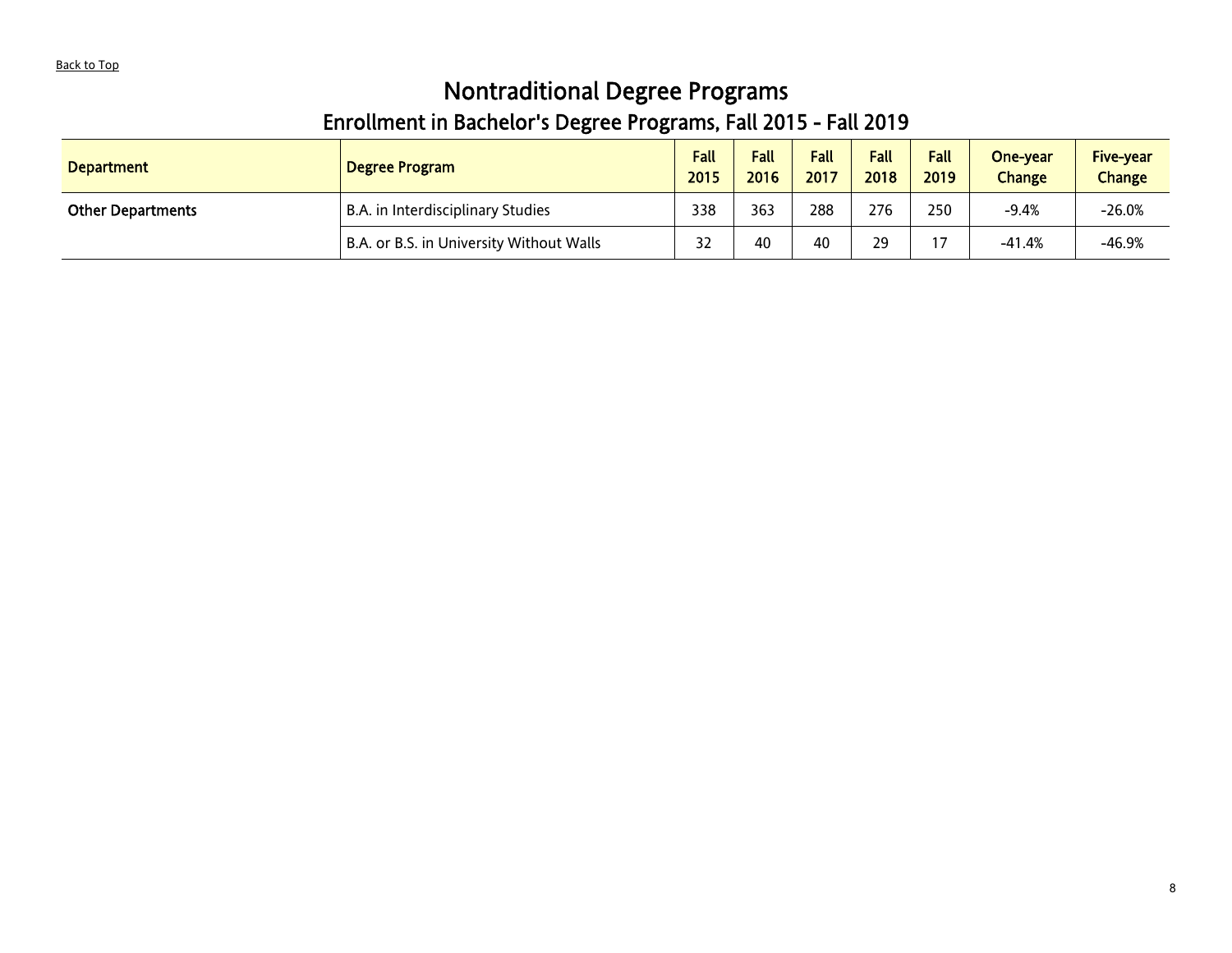Back to Top

# Nontraditional Degree Programs

## Enrollment in Bachelor's Degree Programs, Fall 2015 - Fall 2019

| Department | Degree Program | Fall 2015 | Fall 2016 | Fall 2017 | Fall 2018 | Fall 2019 | One-year Change | Five-year Change |
|---|---|---|---|---|---|---|---|---|
| Other Departments | B.A. in Interdisciplinary Studies | 338 | 363 | 288 | 276 | 250 | -9.4% | -26.0% |
| | B.A. or B.S. in University Without Walls | 32 | 40 | 40 | 29 | 17 | -41.4% | -46.9% |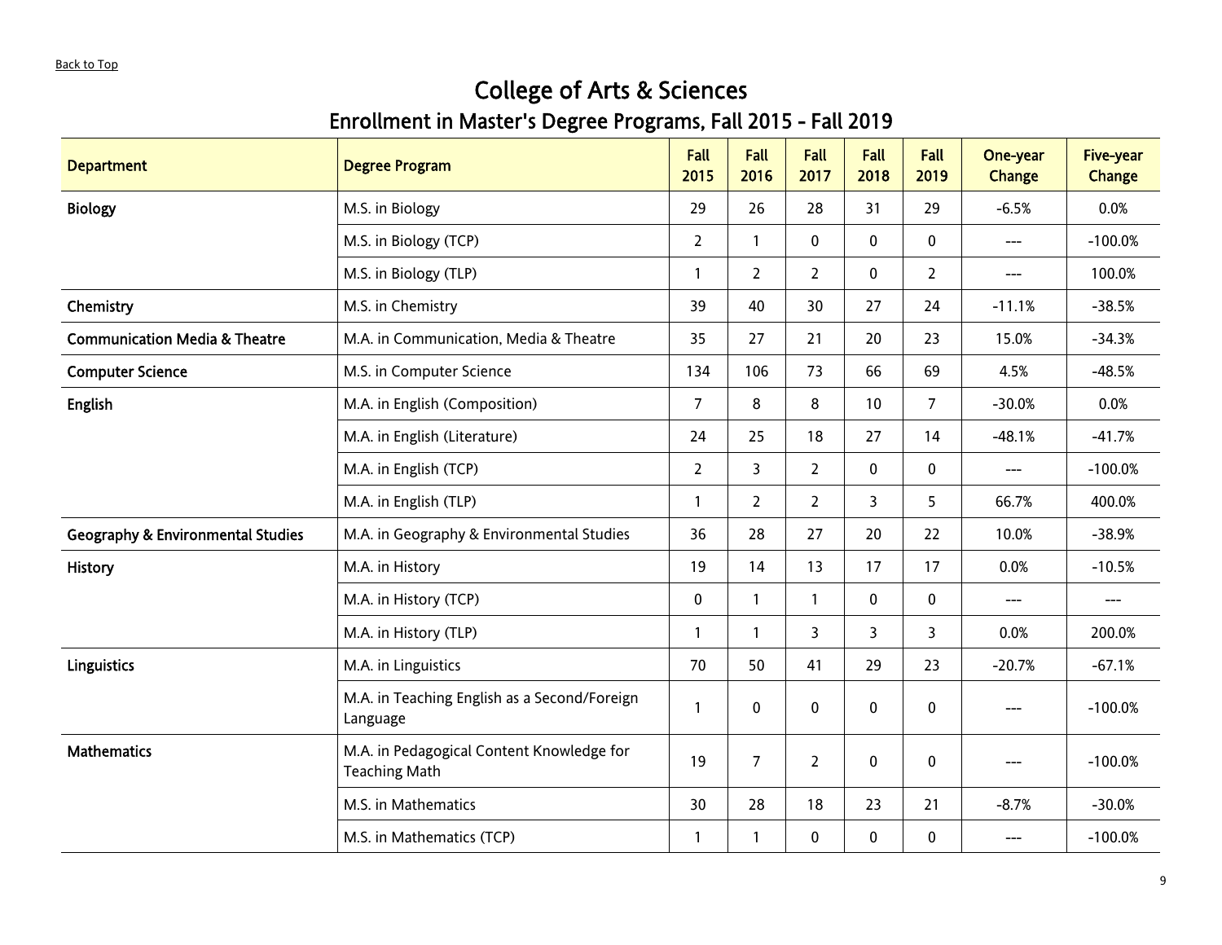Back to Top

# College of Arts & Sciences

## Enrollment in Master's Degree Programs, Fall 2015 - Fall 2019

| Department | Degree Program | Fall 2015 | Fall 2016 | Fall 2017 | Fall 2018 | Fall 2019 | One-year Change | Five-year Change |
|---|---|---|---|---|---|---|---|---|
| **Biology** | M.S. in Biology | 29 | 26 | 28 | 31 | 29 | -6.5% | 0.0% |
| | M.S. in Biology (TCP) | 2 | 1 | 0 | 0 | 0 | --- | -100.0% |
| | M.S. in Biology (TLP) | 1 | 2 | 2 | 0 | 2 | --- | 100.0% |
| **Chemistry** | M.S. in Chemistry | 39 | 40 | 30 | 27 | 24 | -11.1% | -38.5% |
| **Communication Media & Theatre** | M.A. in Communication, Media & Theatre | 35 | 27 | 21 | 20 | 23 | 15.0% | -34.3% |
| **Computer Science** | M.S. in Computer Science | 134 | 106 | 73 | 66 | 69 | 4.5% | -48.5% |
| **English** | M.A. in English (Composition) | 7 | 8 | 8 | 10 | 7 | -30.0% | 0.0% |
| | M.A. in English (Literature) | 24 | 25 | 18 | 27 | 14 | -48.1% | -41.7% |
| | M.A. in English (TCP) | 2 | 3 | 2 | 0 | 0 | --- | -100.0% |
| | M.A. in English (TLP) | 1 | 2 | 2 | 3 | 5 | 66.7% | 400.0% |
| **Geography & Environmental Studies** | M.A. in Geography & Environmental Studies | 36 | 28 | 27 | 20 | 22 | 10.0% | -38.9% |
| **History** | M.A. in History | 19 | 14 | 13 | 17 | 17 | 0.0% | -10.5% |
| | M.A. in History (TCP) | 0 | 1 | 1 | 0 | 0 | --- | --- |
| | M.A. in History (TLP) | 1 | 1 | 3 | 3 | 3 | 0.0% | 200.0% |
| **Linguistics** | M.A. in Linguistics | 70 | 50 | 41 | 29 | 23 | -20.7% | -67.1% |
| | M.A. in Teaching English as a Second/Foreign Language | 1 | 0 | 0 | 0 | 0 | --- | -100.0% |
| **Mathematics** | M.A. in Pedagogical Content Knowledge for Teaching Math | 19 | 7 | 2 | 0 | 0 | --- | -100.0% |
| | M.S. in Mathematics | 30 | 28 | 18 | 23 | 21 | -8.7% | -30.0% |
| | M.S. in Mathematics (TCP) | 1 | 1 | 0 | 0 | 0 | --- | -100.0% |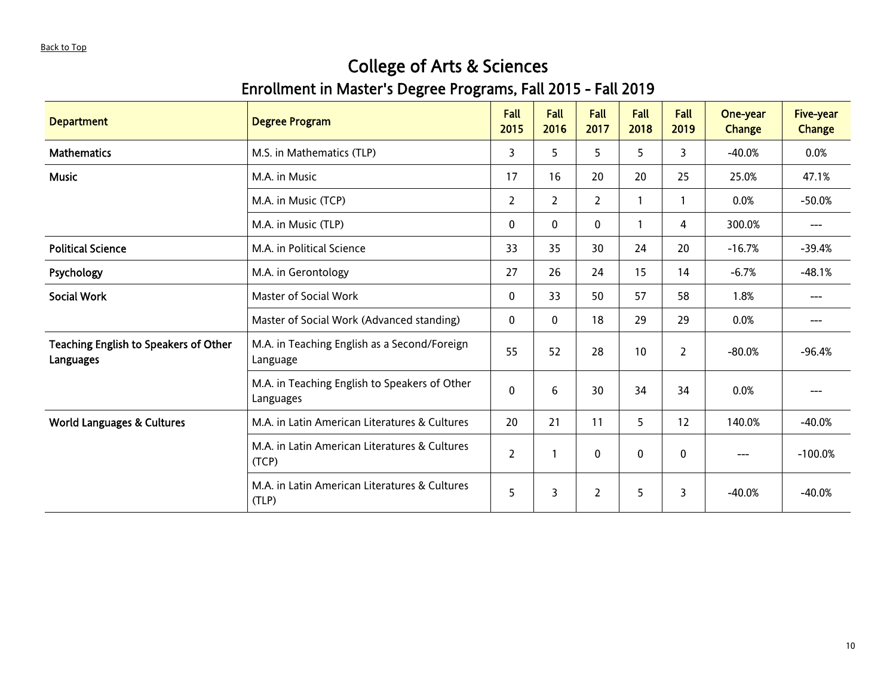Back to Top

# College of Arts & Sciences

## Enrollment in Master's Degree Programs, Fall 2015 - Fall 2019

| Department | Degree Program | Fall 2015 | Fall 2016 | Fall 2017 | Fall 2018 | Fall 2019 | One-year Change | Five-year Change |
|---|---|---|---|---|---|---|---|---|
| Mathematics | M.S. in Mathematics (TLP) | 3 | 5 | 5 | 5 | 3 | -40.0% | 0.0% |
| Music | M.A. in Music | 17 | 16 | 20 | 20 | 25 | 25.0% | 47.1% |
| | M.A. in Music (TCP) | 2 | 2 | 2 | 1 | 1 | 0.0% | -50.0% |
| | M.A. in Music (TLP) | 0 | 0 | 0 | 1 | 4 | 300.0% | --- |
| Political Science | M.A. in Political Science | 33 | 35 | 30 | 24 | 20 | -16.7% | -39.4% |
| Psychology | M.A. in Gerontology | 27 | 26 | 24 | 15 | 14 | -6.7% | -48.1% |
| Social Work | Master of Social Work | 0 | 33 | 50 | 57 | 58 | 1.8% | --- |
| | Master of Social Work (Advanced standing) | 0 | 0 | 18 | 29 | 29 | 0.0% | --- |
| Teaching English to Speakers of Other Languages | M.A. in Teaching English as a Second/Foreign Language | 55 | 52 | 28 | 10 | 2 | -80.0% | -96.4% |
| | M.A. in Teaching English to Speakers of Other Languages | 0 | 6 | 30 | 34 | 34 | 0.0% | --- |
| World Languages & Cultures | M.A. in Latin American Literatures & Cultures | 20 | 21 | 11 | 5 | 12 | 140.0% | -40.0% |
| | M.A. in Latin American Literatures & Cultures (TCP) | 2 | 1 | 0 | 0 | 0 | --- | -100.0% |
| | M.A. in Latin American Literatures & Cultures (TLP) | 5 | 3 | 2 | 5 | 3 | -40.0% | -40.0% |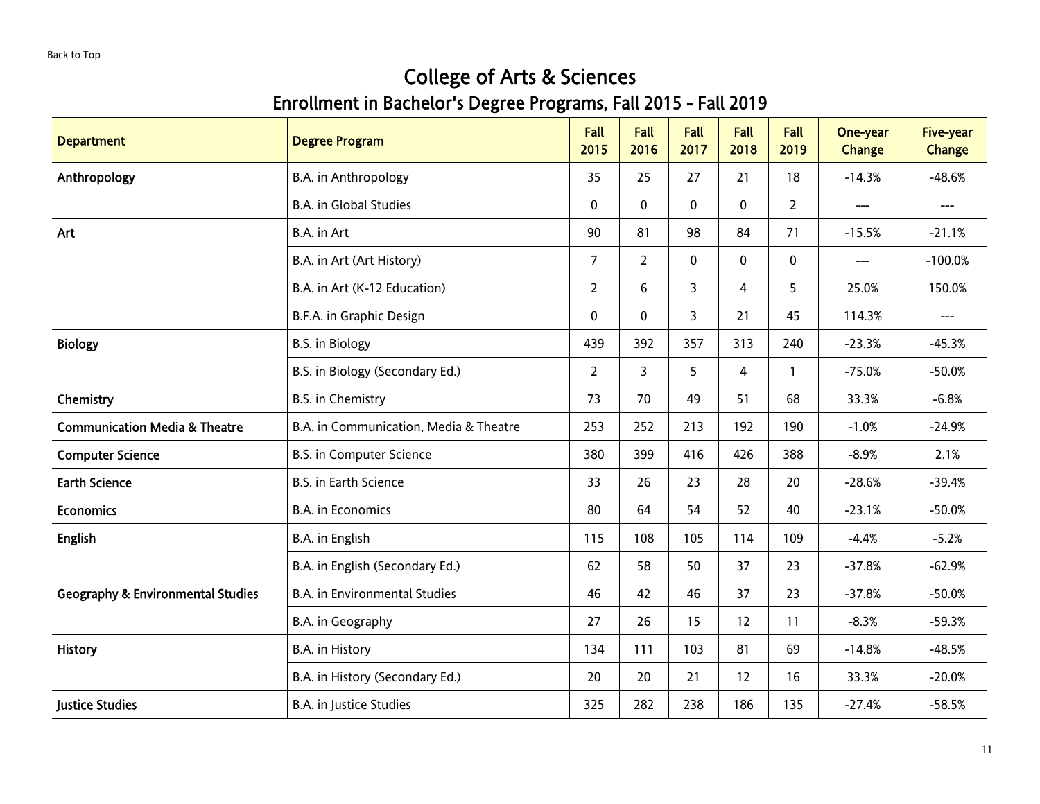Back to Top

# College of Arts & Sciences

## Enrollment in Bachelor's Degree Programs, Fall 2015 - Fall 2019

| Department | Degree Program | Fall 2015 | Fall 2016 | Fall 2017 | Fall 2018 | Fall 2019 | One-year Change | Five-year Change |
|---|---|---|---|---|---|---|---|---|
| **Anthropology** | B.A. in Anthropology | 35 | 25 | 27 | 21 | 18 | -14.3% | -48.6% |
| | B.A. in Global Studies | 0 | 0 | 0 | 0 | 2 | --- | --- |
| **Art** | B.A. in Art | 90 | 81 | 98 | 84 | 71 | -15.5% | -21.1% |
| | B.A. in Art (Art History) | 7 | 2 | 0 | 0 | 0 | --- | -100.0% |
| | B.A. in Art (K-12 Education) | 2 | 6 | 3 | 4 | 5 | 25.0% | 150.0% |
| | B.F.A. in Graphic Design | 0 | 0 | 3 | 21 | 45 | 114.3% | --- |
| **Biology** | B.S. in Biology | 439 | 392 | 357 | 313 | 240 | -23.3% | -45.3% |
| | B.S. in Biology (Secondary Ed.) | 2 | 3 | 5 | 4 | 1 | -75.0% | -50.0% |
| **Chemistry** | B.S. in Chemistry | 73 | 70 | 49 | 51 | 68 | 33.3% | -6.8% |
| **Communication Media & Theatre** | B.A. in Communication, Media & Theatre | 253 | 252 | 213 | 192 | 190 | -1.0% | -24.9% |
| **Computer Science** | B.S. in Computer Science | 380 | 399 | 416 | 426 | 388 | -8.9% | 2.1% |
| **Earth Science** | B.S. in Earth Science | 33 | 26 | 23 | 28 | 20 | -28.6% | -39.4% |
| **Economics** | B.A. in Economics | 80 | 64 | 54 | 52 | 40 | -23.1% | -50.0% |
| **English** | B.A. in English | 115 | 108 | 105 | 114 | 109 | -4.4% | -5.2% |
| | B.A. in English (Secondary Ed.) | 62 | 58 | 50 | 37 | 23 | -37.8% | -62.9% |
| **Geography & Environmental Studies** | B.A. in Environmental Studies | 46 | 42 | 46 | 37 | 23 | -37.8% | -50.0% |
| | B.A. in Geography | 27 | 26 | 15 | 12 | 11 | -8.3% | -59.3% |
| **History** | B.A. in History | 134 | 111 | 103 | 81 | 69 | -14.8% | -48.5% |
| | B.A. in History (Secondary Ed.) | 20 | 20 | 21 | 12 | 16 | 33.3% | -20.0% |
| **Justice Studies** | B.A. in Justice Studies | 325 | 282 | 238 | 186 | 135 | -27.4% | -58.5% |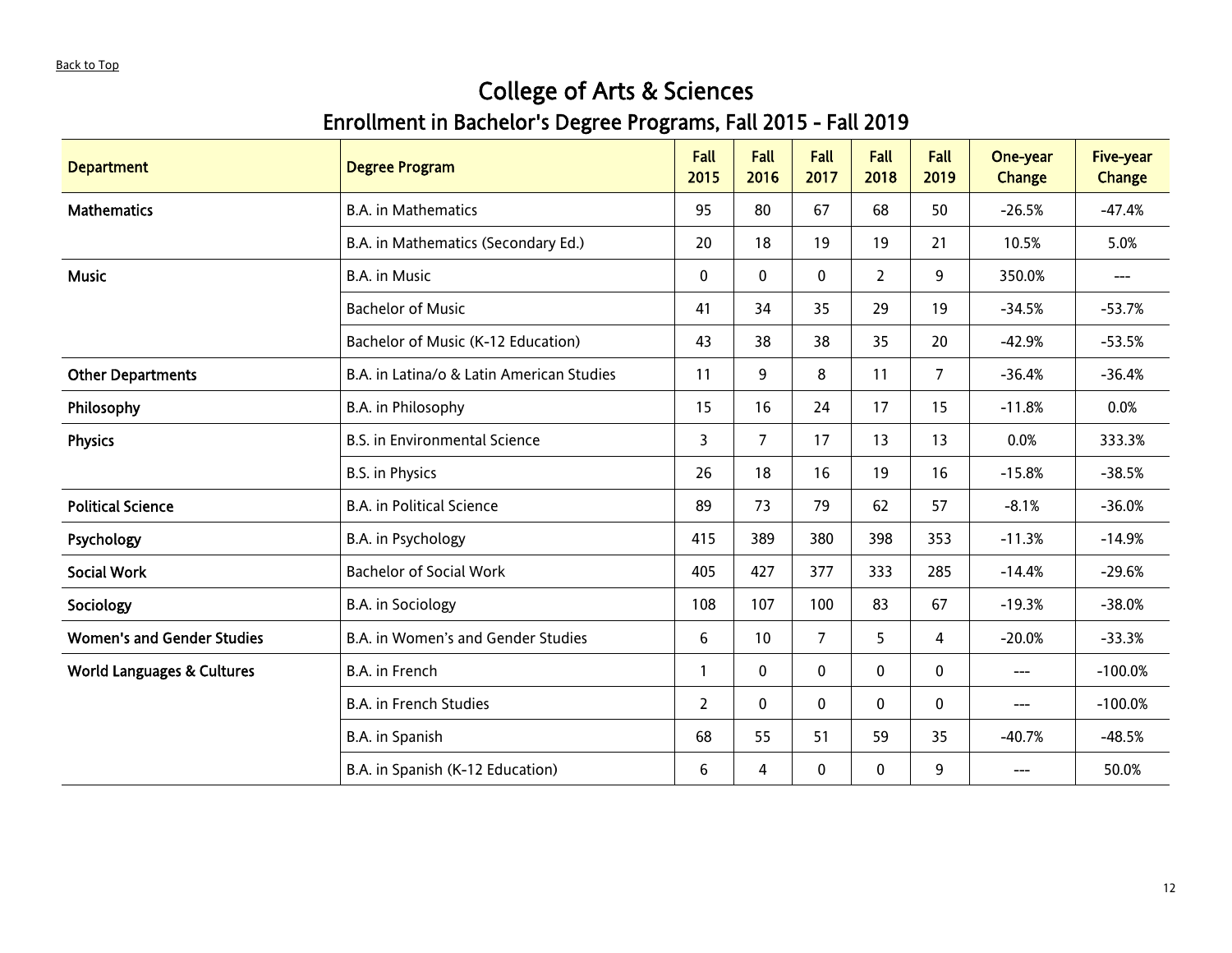Back to Top

# College of Arts & Sciences

## Enrollment in Bachelor's Degree Programs, Fall 2015 - Fall 2019

| Department | Degree Program | Fall 2015 | Fall 2016 | Fall 2017 | Fall 2018 | Fall 2019 | One-year Change | Five-year Change |
|---|---|---|---|---|---|---|---|---|
| Mathematics | B.A. in Mathematics | 95 | 80 | 67 | 68 | 50 | -26.5% | -47.4% |
| | B.A. in Mathematics (Secondary Ed.) | 20 | 18 | 19 | 19 | 21 | 10.5% | 5.0% |
| Music | B.A. in Music | 0 | 0 | 0 | 2 | 9 | 350.0% | --- |
| | Bachelor of Music | 41 | 34 | 35 | 29 | 19 | -34.5% | -53.7% |
| | Bachelor of Music (K-12 Education) | 43 | 38 | 38 | 35 | 20 | -42.9% | -53.5% |
| Other Departments | B.A. in Latina/o & Latin American Studies | 11 | 9 | 8 | 11 | 7 | -36.4% | -36.4% |
| Philosophy | B.A. in Philosophy | 15 | 16 | 24 | 17 | 15 | -11.8% | 0.0% |
| Physics | B.S. in Environmental Science | 3 | 7 | 17 | 13 | 13 | 0.0% | 333.3% |
| | B.S. in Physics | 26 | 18 | 16 | 19 | 16 | -15.8% | -38.5% |
| Political Science | B.A. in Political Science | 89 | 73 | 79 | 62 | 57 | -8.1% | -36.0% |
| Psychology | B.A. in Psychology | 415 | 389 | 380 | 398 | 353 | -11.3% | -14.9% |
| Social Work | Bachelor of Social Work | 405 | 427 | 377 | 333 | 285 | -14.4% | -29.6% |
| Sociology | B.A. in Sociology | 108 | 107 | 100 | 83 | 67 | -19.3% | -38.0% |
| Women's and Gender Studies | B.A. in Women's and Gender Studies | 6 | 10 | 7 | 5 | 4 | -20.0% | -33.3% |
| World Languages & Cultures | B.A. in French | 1 | 0 | 0 | 0 | 0 | --- | -100.0% |
| | B.A. in French Studies | 2 | 0 | 0 | 0 | 0 | --- | -100.0% |
| | B.A. in Spanish | 68 | 55 | 51 | 59 | 35 | -40.7% | -48.5% |
| | B.A. in Spanish (K-12 Education) | 6 | 4 | 0 | 0 | 9 | --- | 50.0% |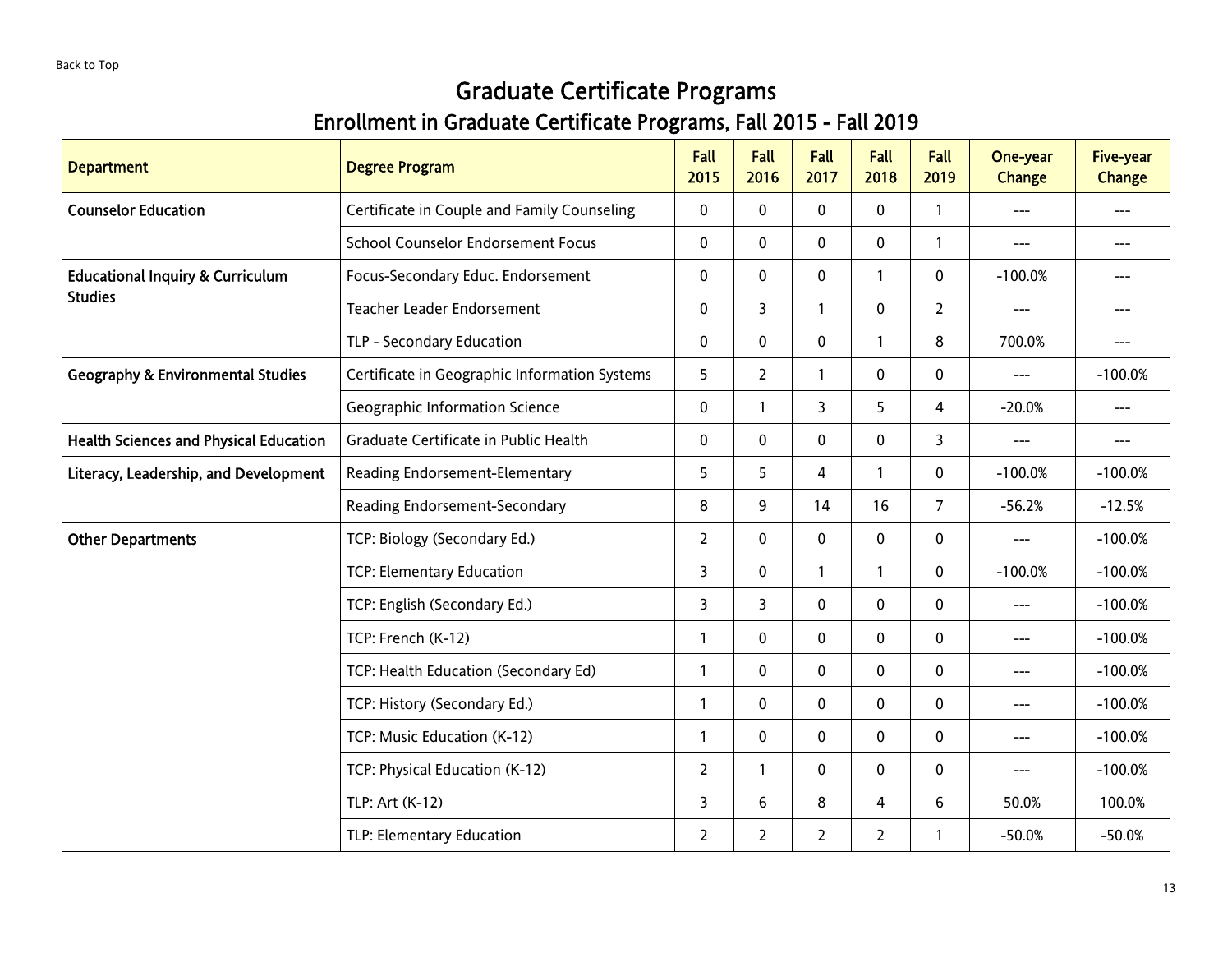Back to Top

# Graduate Certificate Programs

## Enrollment in Graduate Certificate Programs, Fall 2015 - Fall 2019

| Department | Degree Program | Fall 2015 | Fall 2016 | Fall 2017 | Fall 2018 | Fall 2019 | One-year Change | Five-year Change |
|---|---|---|---|---|---|---|---|---|
| Counselor Education | Certificate in Couple and Family Counseling | 0 | 0 | 0 | 0 | 1 | --- | --- |
| | School Counselor Endorsement Focus | 0 | 0 | 0 | 0 | 1 | --- | --- |
| Educational Inquiry & Curriculum Studies | Focus-Secondary Educ. Endorsement | 0 | 0 | 0 | 1 | 0 | -100.0% | --- |
| | Teacher Leader Endorsement | 0 | 3 | 1 | 0 | 2 | --- | --- |
| | TLP - Secondary Education | 0 | 0 | 0 | 1 | 8 | 700.0% | --- |
| Geography & Environmental Studies | Certificate in Geographic Information Systems | 5 | 2 | 1 | 0 | 0 | --- | -100.0% |
| | Geographic Information Science | 0 | 1 | 3 | 5 | 4 | -20.0% | --- |
| Health Sciences and Physical Education | Graduate Certificate in Public Health | 0 | 0 | 0 | 0 | 3 | --- | --- |
| Literacy, Leadership, and Development | Reading Endorsement-Elementary | 5 | 5 | 4 | 1 | 0 | -100.0% | -100.0% |
| | Reading Endorsement-Secondary | 8 | 9 | 14 | 16 | 7 | -56.2% | -12.5% |
| Other Departments | TCP: Biology (Secondary Ed.) | 2 | 0 | 0 | 0 | 0 | --- | -100.0% |
| | TCP: Elementary Education | 3 | 0 | 1 | 1 | 0 | -100.0% | -100.0% |
| | TCP: English (Secondary Ed.) | 3 | 3 | 0 | 0 | 0 | --- | -100.0% |
| | TCP: French (K-12) | 1 | 0 | 0 | 0 | 0 | --- | -100.0% |
| | TCP: Health Education (Secondary Ed) | 1 | 0 | 0 | 0 | 0 | --- | -100.0% |
| | TCP: History (Secondary Ed.) | 1 | 0 | 0 | 0 | 0 | --- | -100.0% |
| | TCP: Music Education (K-12) | 1 | 0 | 0 | 0 | 0 | --- | -100.0% |
| | TCP: Physical Education (K-12) | 2 | 1 | 0 | 0 | 0 | --- | -100.0% |
| | TLP: Art (K-12) | 3 | 6 | 8 | 4 | 6 | 50.0% | 100.0% |
| | TLP: Elementary Education | 2 | 2 | 2 | 2 | 1 | -50.0% | -50.0% |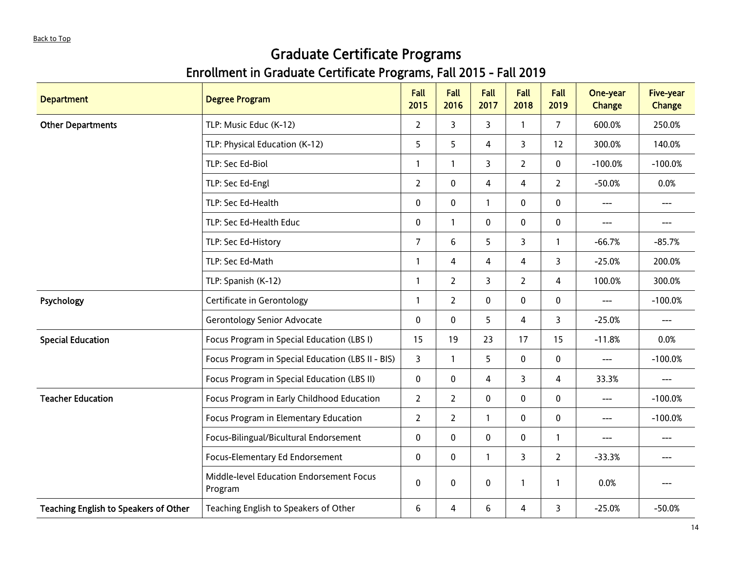Back to Top

# Graduate Certificate Programs

## Enrollment in Graduate Certificate Programs, Fall 2015 - Fall 2019

| Department | Degree Program | Fall 2015 | Fall 2016 | Fall 2017 | Fall 2018 | Fall 2019 | One-year Change | Five-year Change |
|---|---|---|---|---|---|---|---|---|
| Other Departments | TLP: Music Educ (K-12) | 2 | 3 | 3 | 1 | 7 | 600.0% | 250.0% |
| | TLP: Physical Education (K-12) | 5 | 5 | 4 | 3 | 12 | 300.0% | 140.0% |
| | TLP: Sec Ed-Biol | 1 | 1 | 3 | 2 | 0 | -100.0% | -100.0% |
| | TLP: Sec Ed-Engl | 2 | 0 | 4 | 4 | 2 | -50.0% | 0.0% |
| | TLP: Sec Ed-Health | 0 | 0 | 1 | 0 | 0 | --- | --- |
| | TLP: Sec Ed-Health Educ | 0 | 1 | 0 | 0 | 0 | --- | --- |
| | TLP: Sec Ed-History | 7 | 6 | 5 | 3 | 1 | -66.7% | -85.7% |
| | TLP: Sec Ed-Math | 1 | 4 | 4 | 4 | 3 | -25.0% | 200.0% |
| | TLP: Spanish (K-12) | 1 | 2 | 3 | 2 | 4 | 100.0% | 300.0% |
| Psychology | Certificate in Gerontology | 1 | 2 | 0 | 0 | 0 | --- | -100.0% |
| | Gerontology Senior Advocate | 0 | 0 | 5 | 4 | 3 | -25.0% | --- |
| Special Education | Focus Program in Special Education (LBS I) | 15 | 19 | 23 | 17 | 15 | -11.8% | 0.0% |
| | Focus Program in Special Education (LBS II - BIS) | 3 | 1 | 5 | 0 | 0 | --- | -100.0% |
| | Focus Program in Special Education (LBS II) | 0 | 0 | 4 | 3 | 4 | 33.3% | --- |
| Teacher Education | Focus Program in Early Childhood Education | 2 | 2 | 0 | 0 | 0 | --- | -100.0% |
| | Focus Program in Elementary Education | 2 | 2 | 1 | 0 | 0 | --- | -100.0% |
| | Focus-Bilingual/Bicultural Endorsement | 0 | 0 | 0 | 0 | 1 | --- | --- |
| | Focus-Elementary Ed Endorsement | 0 | 0 | 1 | 3 | 2 | -33.3% | --- |
| | Middle-level Education Endorsement Focus Program | 0 | 0 | 0 | 1 | 1 | 0.0% | --- |
| Teaching English to Speakers of Other | Teaching English to Speakers of Other | 6 | 4 | 6 | 4 | 3 | -25.0% | -50.0% |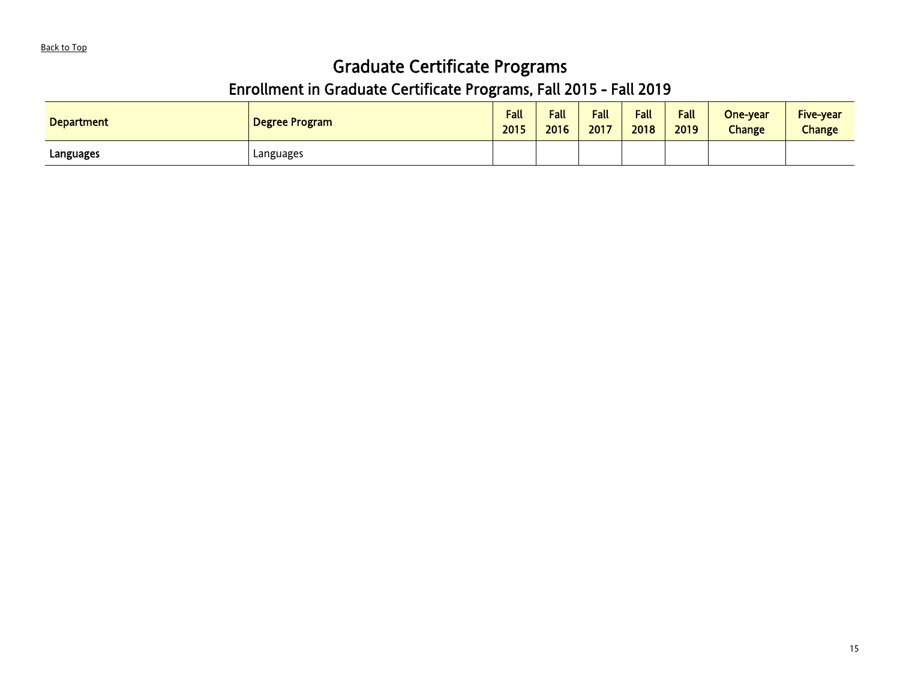[Back to Top]

# Graduate Certificate Programs

## Enrollment in Graduate Certificate Programs, Fall 2015 - Fall 2019

| Department | Degree Program | Fall 2015 | Fall 2016 | Fall 2017 | Fall 2018 | Fall 2019 | One-year Change | Five-year Change |
|---|---|---|---|---|---|---|---|---|
| **Languages** | Languages | | | | | | | |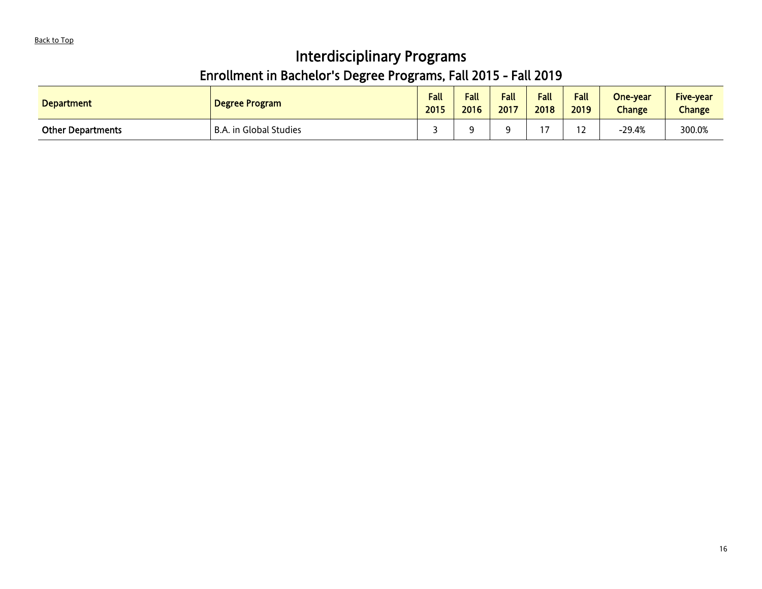Back to Top

# Interdisciplinary Programs

## Enrollment in Bachelor's Degree Programs, Fall 2015 - Fall 2019

| Department | Degree Program | Fall 2015 | Fall 2016 | Fall 2017 | Fall 2018 | Fall 2019 | One-year Change | Five-year Change |
|---|---|---|---|---|---|---|---|---|
| **Other Departments** | B.A. in Global Studies | 3 | 9 | 9 | 17 | 12 | -29.4% | 300.0% |